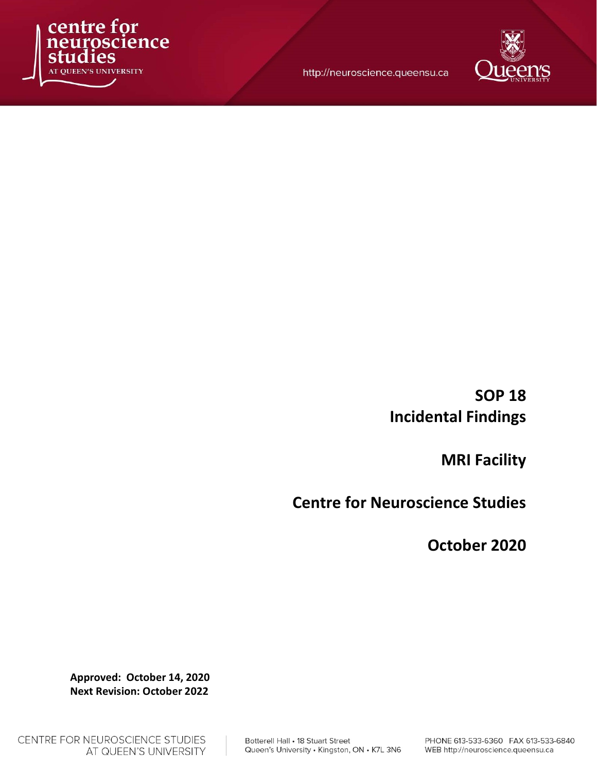centre for neuroscience studies
AT QUEEN'S UNIVERSITY

http://neuroscience.queensu.ca

# SOP 18
# Incidental Findings

## MRI Facility

## Centre for Neuroscience Studies

## October 2020

**Approved: October 14, 2020**
**Next Revision: October 2022**

CENTRE FOR NEUROSCIENCE STUDIES AT QUEEN'S UNIVERSITY

Botterell Hall • 18 Stuart Street
Queen's University • Kingston, ON • K7L 3N6

PHONE 613-533-6360 FAX 613-533-6840
WEB http://neuroscience.queensu.ca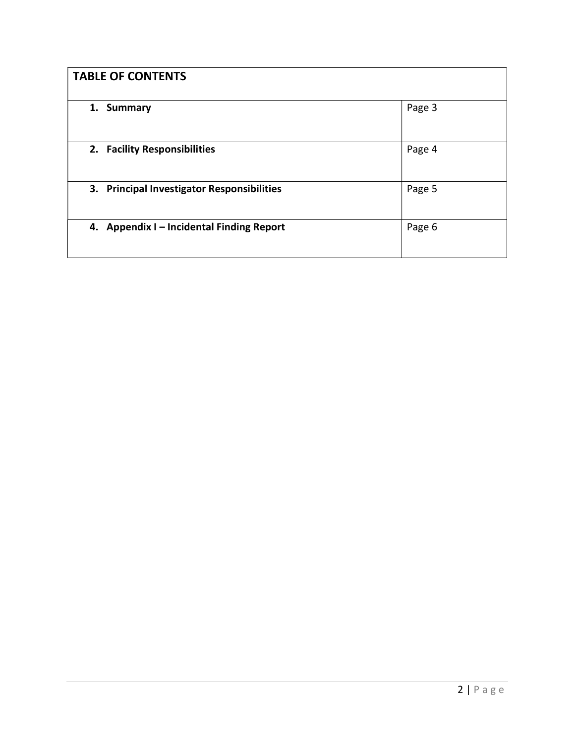| TABLE OF CONTENTS | |
|---|---|
| **1. Summary** | Page 3 |
| **2. Facility Responsibilities** | Page 4 |
| **3. Principal Investigator Responsibilities** | Page 5 |
| **4. Appendix I – Incidental Finding Report** | Page 6 |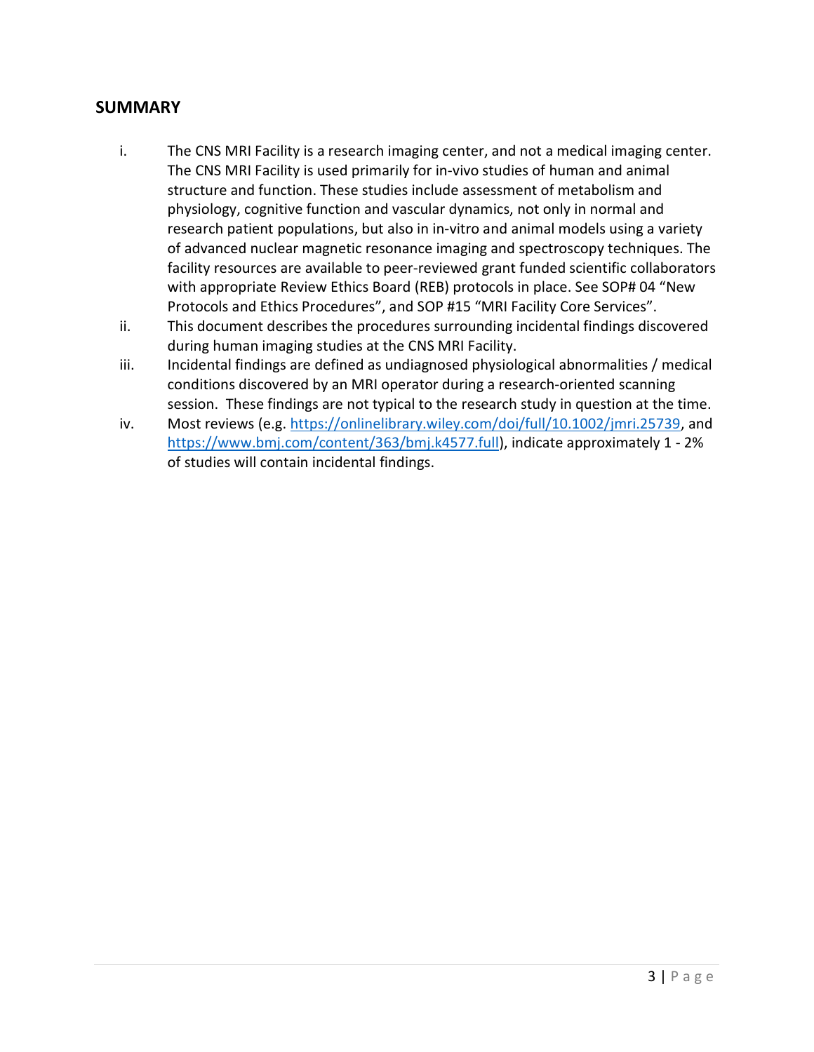## SUMMARY

i. The CNS MRI Facility is a research imaging center, and not a medical imaging center. The CNS MRI Facility is used primarily for in-vivo studies of human and animal structure and function. These studies include assessment of metabolism and physiology, cognitive function and vascular dynamics, not only in normal and research patient populations, but also in in-vitro and animal models using a variety of advanced nuclear magnetic resonance imaging and spectroscopy techniques. The facility resources are available to peer-reviewed grant funded scientific collaborators with appropriate Review Ethics Board (REB) protocols in place. See SOP# 04 "New Protocols and Ethics Procedures", and SOP #15 "MRI Facility Core Services".

ii. This document describes the procedures surrounding incidental findings discovered during human imaging studies at the CNS MRI Facility.

iii. Incidental findings are defined as undiagnosed physiological abnormalities / medical conditions discovered by an MRI operator during a research-oriented scanning session. These findings are not typical to the research study in question at the time.

iv. Most reviews (e.g. [https://onlinelibrary.wiley.com/doi/full/10.1002/jmri.25739](https://onlinelibrary.wiley.com/doi/full/10.1002/jmri.25739), and [https://www.bmj.com/content/363/bmj.k4577.full](https://www.bmj.com/content/363/bmj.k4577.full)), indicate approximately 1 - 2% of studies will contain incidental findings.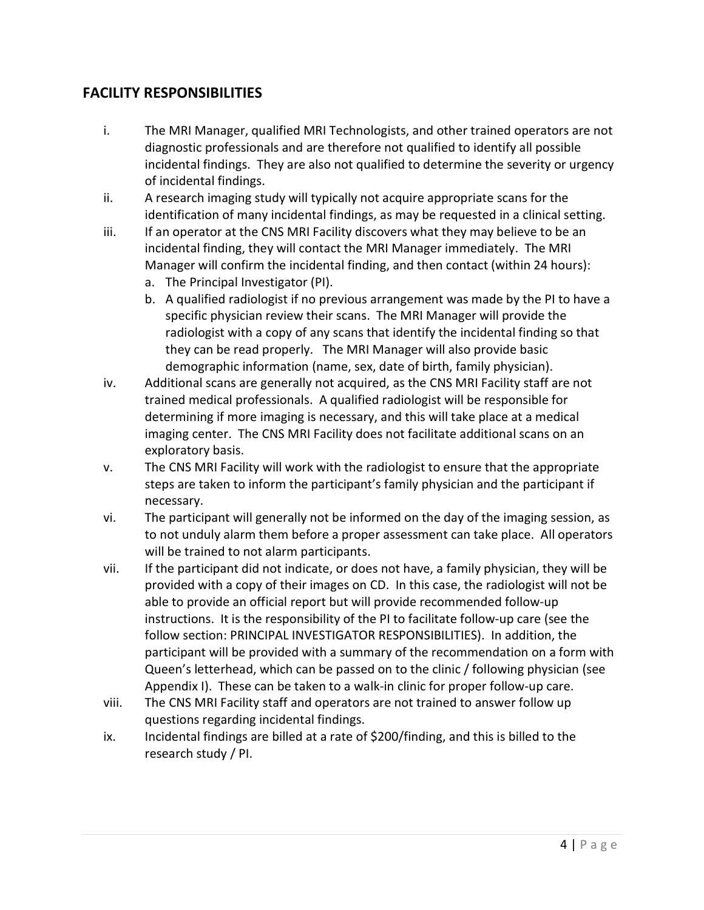## FACILITY RESPONSIBILITIES

i. The MRI Manager, qualified MRI Technologists, and other trained operators are not diagnostic professionals and are therefore not qualified to identify all possible incidental findings. They are also not qualified to determine the severity or urgency of incidental findings.

ii. A research imaging study will typically not acquire appropriate scans for the identification of many incidental findings, as may be requested in a clinical setting.

iii. If an operator at the CNS MRI Facility discovers what they may believe to be an incidental finding, they will contact the MRI Manager immediately. The MRI Manager will confirm the incidental finding, and then contact (within 24 hours):
   a. The Principal Investigator (PI).
   b. A qualified radiologist if no previous arrangement was made by the PI to have a specific physician review their scans. The MRI Manager will provide the radiologist with a copy of any scans that identify the incidental finding so that they can be read properly. The MRI Manager will also provide basic demographic information (name, sex, date of birth, family physician).

iv. Additional scans are generally not acquired, as the CNS MRI Facility staff are not trained medical professionals. A qualified radiologist will be responsible for determining if more imaging is necessary, and this will take place at a medical imaging center. The CNS MRI Facility does not facilitate additional scans on an exploratory basis.

v. The CNS MRI Facility will work with the radiologist to ensure that the appropriate steps are taken to inform the participant's family physician and the participant if necessary.

vi. The participant will generally not be informed on the day of the imaging session, as to not unduly alarm them before a proper assessment can take place. All operators will be trained to not alarm participants.

vii. If the participant did not indicate, or does not have, a family physician, they will be provided with a copy of their images on CD. In this case, the radiologist will not be able to provide an official report but will provide recommended follow-up instructions. It is the responsibility of the PI to facilitate follow-up care (see the follow section: PRINCIPAL INVESTIGATOR RESPONSIBILITIES). In addition, the participant will be provided with a summary of the recommendation on a form with Queen's letterhead, which can be passed on to the clinic / following physician (see Appendix I). These can be taken to a walk-in clinic for proper follow-up care.

viii. The CNS MRI Facility staff and operators are not trained to answer follow up questions regarding incidental findings.

ix. Incidental findings are billed at a rate of $200/finding, and this is billed to the research study / PI.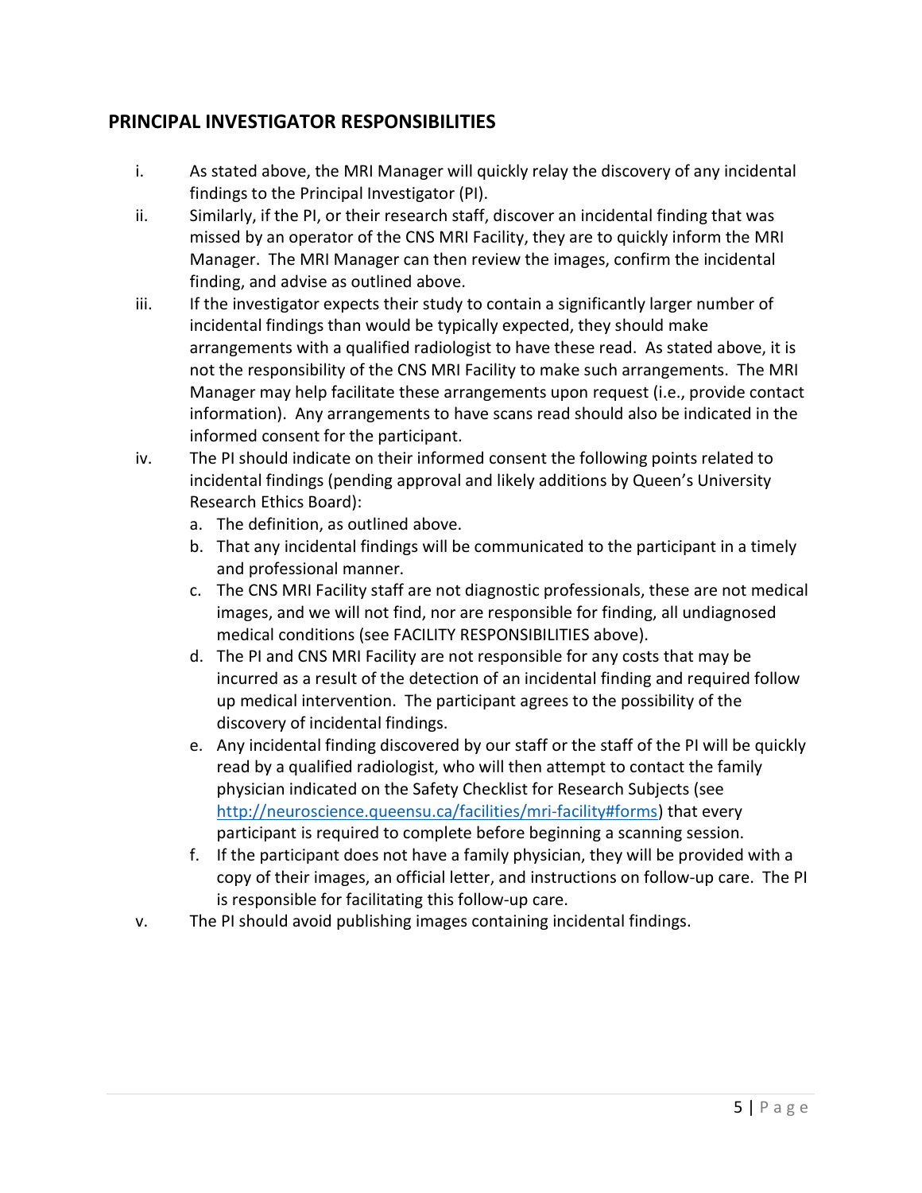## PRINCIPAL INVESTIGATOR RESPONSIBILITIES

i. As stated above, the MRI Manager will quickly relay the discovery of any incidental findings to the Principal Investigator (PI).

ii. Similarly, if the PI, or their research staff, discover an incidental finding that was missed by an operator of the CNS MRI Facility, they are to quickly inform the MRI Manager. The MRI Manager can then review the images, confirm the incidental finding, and advise as outlined above.

iii. If the investigator expects their study to contain a significantly larger number of incidental findings than would be typically expected, they should make arrangements with a qualified radiologist to have these read. As stated above, it is not the responsibility of the CNS MRI Facility to make such arrangements. The MRI Manager may help facilitate these arrangements upon request (i.e., provide contact information). Any arrangements to have scans read should also be indicated in the informed consent for the participant.

iv. The PI should indicate on their informed consent the following points related to incidental findings (pending approval and likely additions by Queen's University Research Ethics Board):

   a. The definition, as outlined above.
   b. That any incidental findings will be communicated to the participant in a timely and professional manner.
   c. The CNS MRI Facility staff are not diagnostic professionals, these are not medical images, and we will not find, nor are responsible for finding, all undiagnosed medical conditions (see FACILITY RESPONSIBILITIES above).
   d. The PI and CNS MRI Facility are not responsible for any costs that may be incurred as a result of the detection of an incidental finding and required follow up medical intervention. The participant agrees to the possibility of the discovery of incidental findings.
   e. Any incidental finding discovered by our staff or the staff of the PI will be quickly read by a qualified radiologist, who will then attempt to contact the family physician indicated on the Safety Checklist for Research Subjects (see [http://neuroscience.queensu.ca/facilities/mri-facility#forms](http://neuroscience.queensu.ca/facilities/mri-facility#forms)) that every participant is required to complete before beginning a scanning session.
   f. If the participant does not have a family physician, they will be provided with a copy of their images, an official letter, and instructions on follow-up care. The PI is responsible for facilitating this follow-up care.

v. The PI should avoid publishing images containing incidental findings.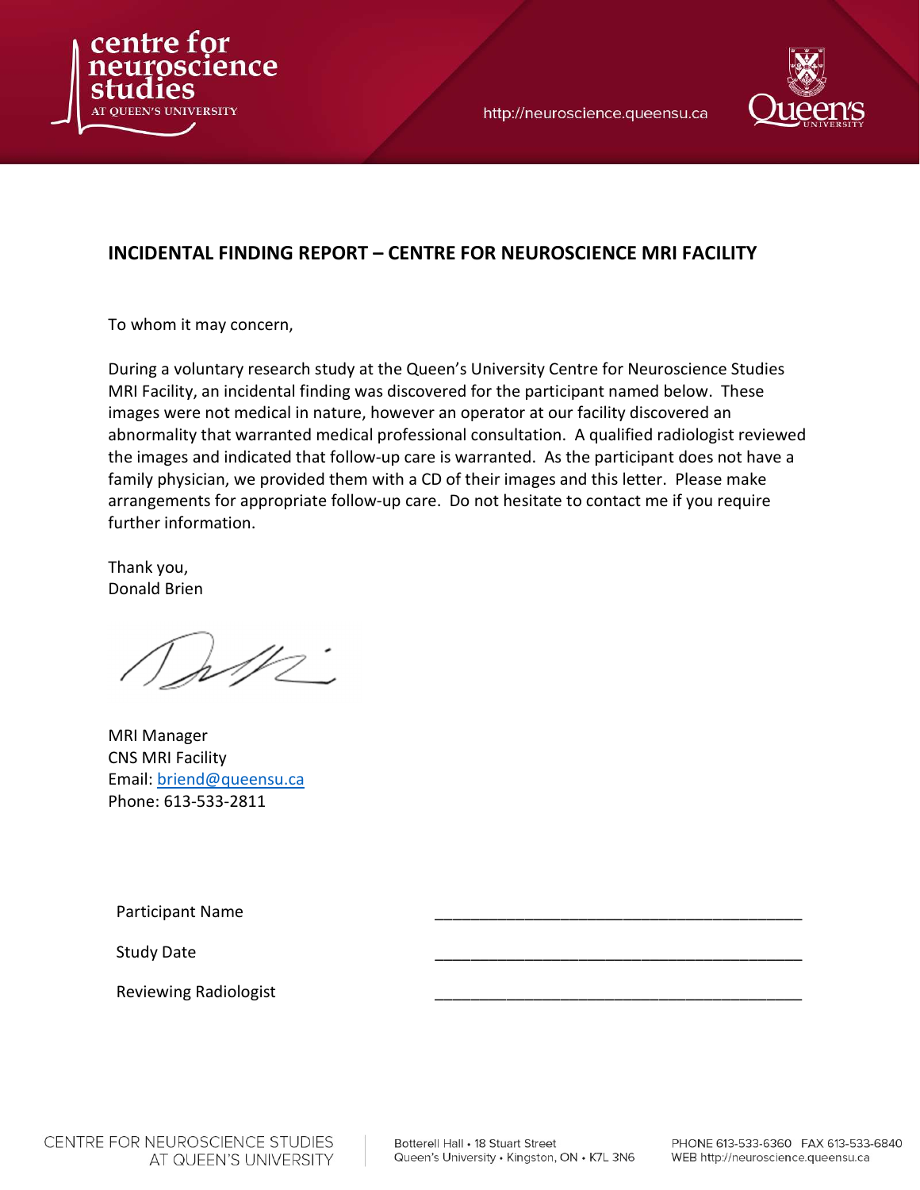## INCIDENTAL FINDING REPORT – CENTRE FOR NEUROSCIENCE MRI FACILITY

To whom it may concern,

During a voluntary research study at the Queen's University Centre for Neuroscience Studies MRI Facility, an incidental finding was discovered for the participant named below. These images were not medical in nature, however an operator at our facility discovered an abnormality that warranted medical professional consultation. A qualified radiologist reviewed the images and indicated that follow-up care is warranted. As the participant does not have a family physician, we provided them with a CD of their images and this letter. Please make arrangements for appropriate follow-up care. Do not hesitate to contact me if you require further information.

Thank you,
Donald Brien

MRI Manager
CNS MRI Facility
Email: briend@queensu.ca
Phone: 613-533-2811

| | |
|---|---|
| Participant Name | ________________________________________ |
| Study Date | ________________________________________ |
| Reviewing Radiologist | ________________________________________ |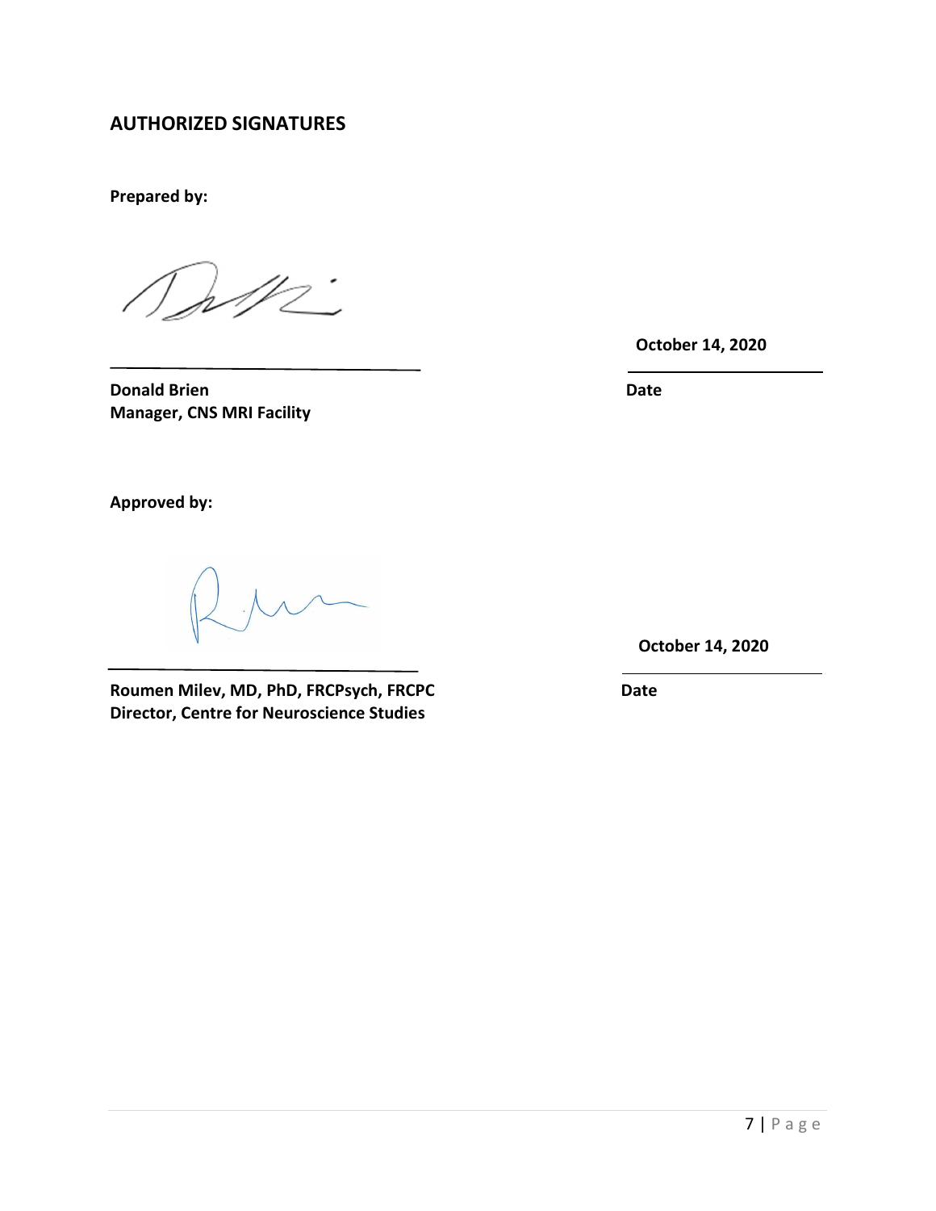## AUTHORIZED SIGNATURES

**Prepared by:**

October 14, 2020

**Donald Brien**
**Manager, CNS MRI Facility**

**Date**

**Approved by:**

October 14, 2020

**Roumen Milev, MD, PhD, FRCPsych, FRCPC**
**Director, Centre for Neuroscience Studies**

**Date**